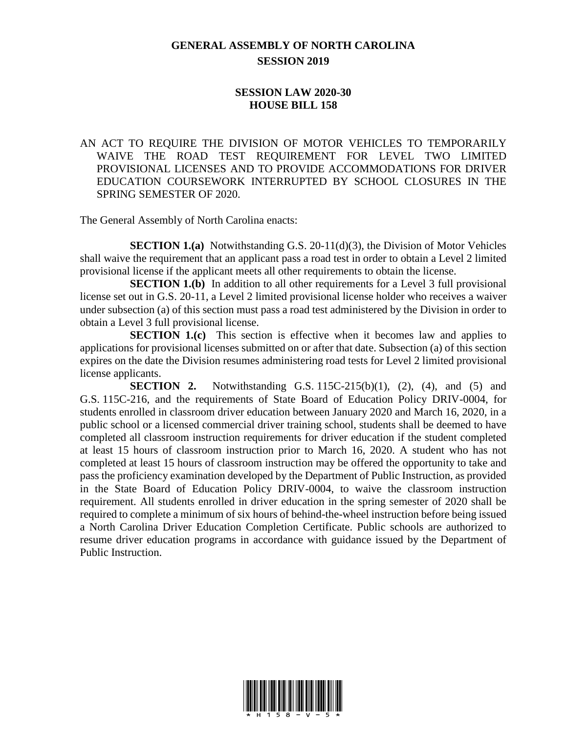# GENERAL ASSEMBLY OF NORTH CAROLINA
## SESSION 2019

### SESSION LAW 2020-30
### HOUSE BILL 158

AN ACT TO REQUIRE THE DIVISION OF MOTOR VEHICLES TO TEMPORARILY WAIVE THE ROAD TEST REQUIREMENT FOR LEVEL TWO LIMITED PROVISIONAL LICENSES AND TO PROVIDE ACCOMMODATIONS FOR DRIVER EDUCATION COURSEWORK INTERRUPTED BY SCHOOL CLOSURES IN THE SPRING SEMESTER OF 2020.

The General Assembly of North Carolina enacts:

**SECTION 1.(a)** Notwithstanding G.S. 20-11(d)(3), the Division of Motor Vehicles shall waive the requirement that an applicant pass a road test in order to obtain a Level 2 limited provisional license if the applicant meets all other requirements to obtain the license.

**SECTION 1.(b)** In addition to all other requirements for a Level 3 full provisional license set out in G.S. 20-11, a Level 2 limited provisional license holder who receives a waiver under subsection (a) of this section must pass a road test administered by the Division in order to obtain a Level 3 full provisional license.

**SECTION 1.(c)** This section is effective when it becomes law and applies to applications for provisional licenses submitted on or after that date. Subsection (a) of this section expires on the date the Division resumes administering road tests for Level 2 limited provisional license applicants.

**SECTION 2.** Notwithstanding G.S. 115C-215(b)(1), (2), (4), and (5) and G.S. 115C-216, and the requirements of State Board of Education Policy DRIV-0004, for students enrolled in classroom driver education between January 2020 and March 16, 2020, in a public school or a licensed commercial driver training school, students shall be deemed to have completed all classroom instruction requirements for driver education if the student completed at least 15 hours of classroom instruction prior to March 16, 2020. A student who has not completed at least 15 hours of classroom instruction may be offered the opportunity to take and pass the proficiency examination developed by the Department of Public Instruction, as provided in the State Board of Education Policy DRIV-0004, to waive the classroom instruction requirement. All students enrolled in driver education in the spring semester of 2020 shall be required to complete a minimum of six hours of behind-the-wheel instruction before being issued a North Carolina Driver Education Completion Certificate. Public schools are authorized to resume driver education programs in accordance with guidance issued by the Department of Public Instruction.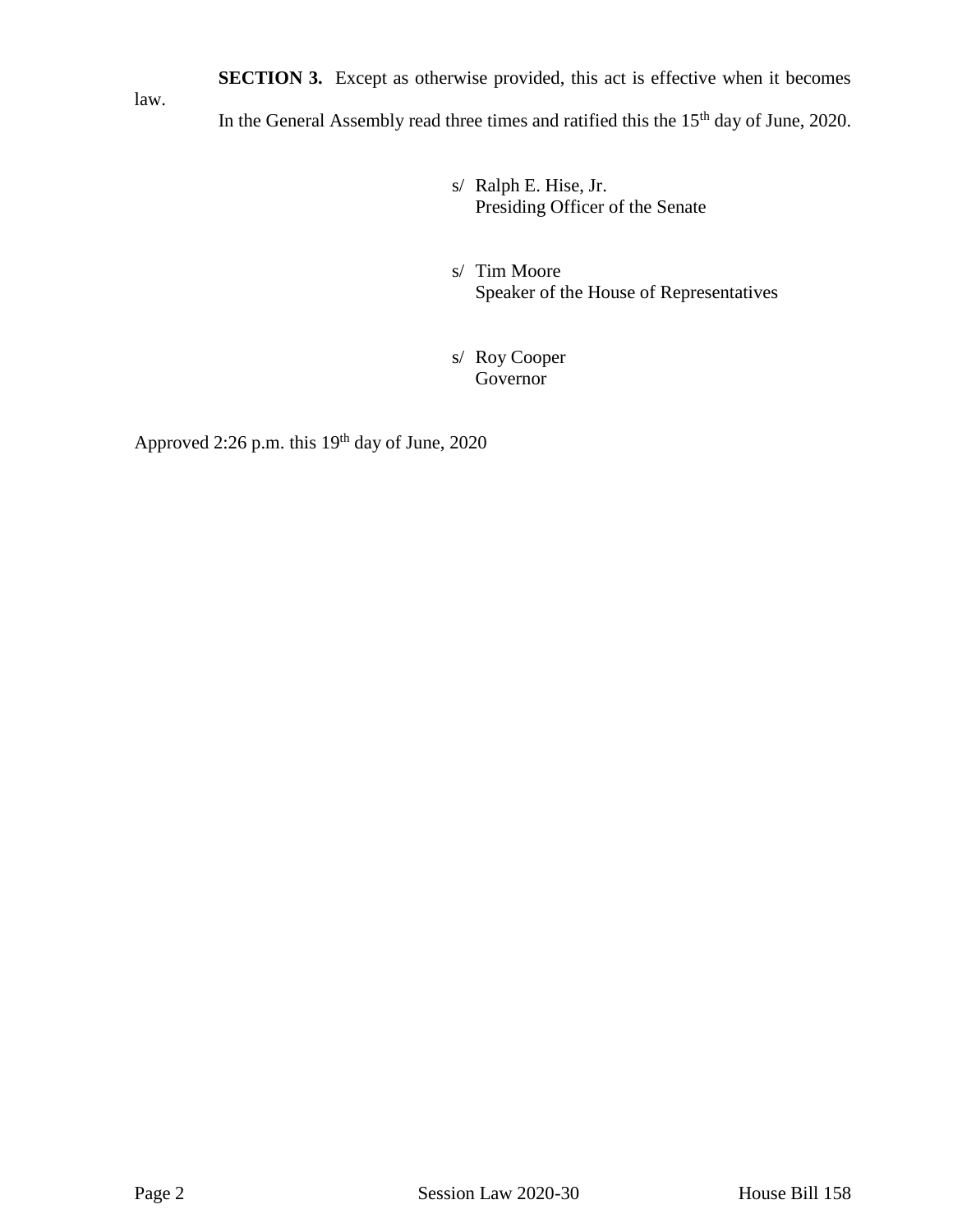**SECTION 3.** Except as otherwise provided, this act is effective when it becomes law.

In the General Assembly read three times and ratified this the 15th day of June, 2020.

s/ Ralph E. Hise, Jr.
Presiding Officer of the Senate

s/ Tim Moore
Speaker of the House of Representatives

s/ Roy Cooper
Governor

Approved 2:26 p.m. this 19th day of June, 2020